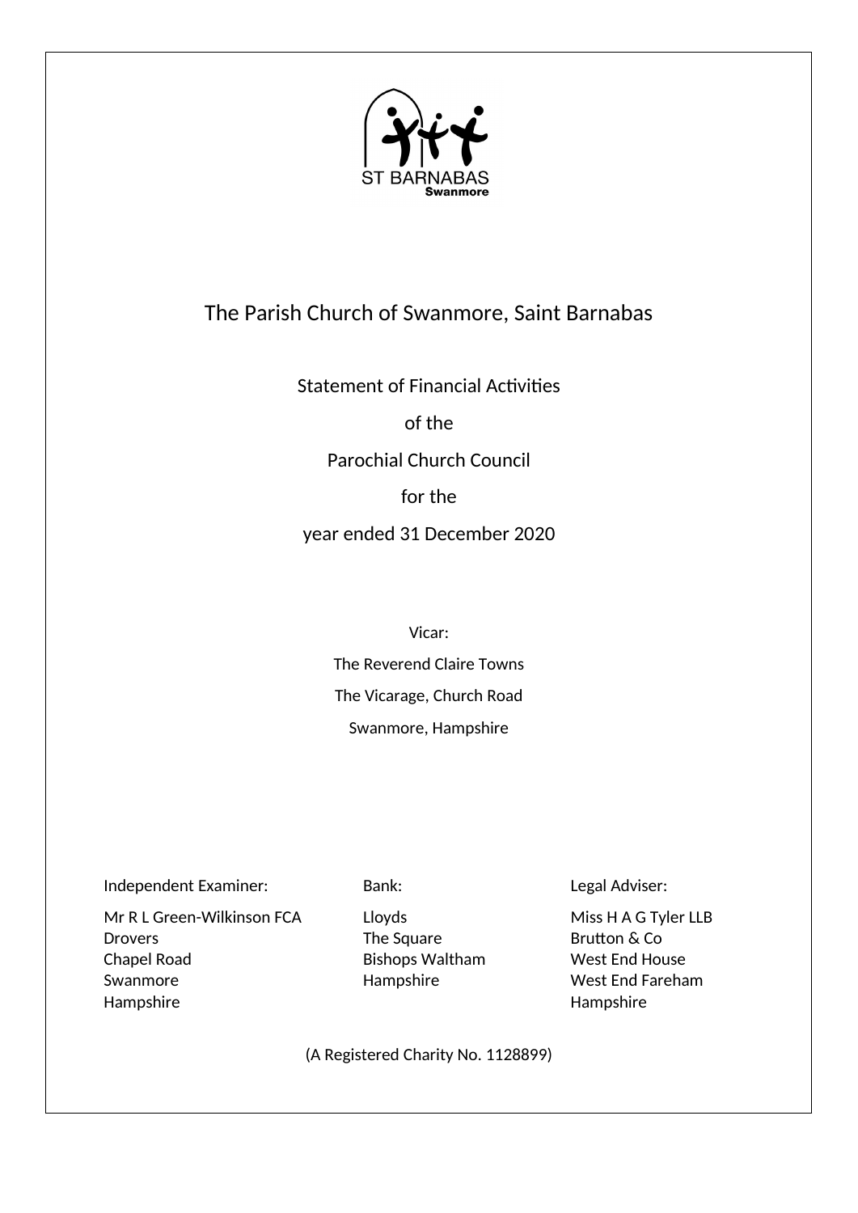ST BARNABAS
Swanmore

# The Parish Church of Swanmore, Saint Barnabas

## Statement of Financial Activities of the Parochial Church Council for the year ended 31 December 2020

Vicar:

The Reverend Claire Towns

The Vicarage, Church Road

Swanmore, Hampshire

Independent Examiner:

Mr R L Green-Wilkinson FCA
Drovers
Chapel Road
Swanmore
Hampshire

Bank:

Lloyds
The Square
Bishops Waltham
Hampshire

Legal Adviser:

Miss H A G Tyler LLB
Brutton & Co
West End House
West End Fareham
Hampshire

(A Registered Charity No. 1128899)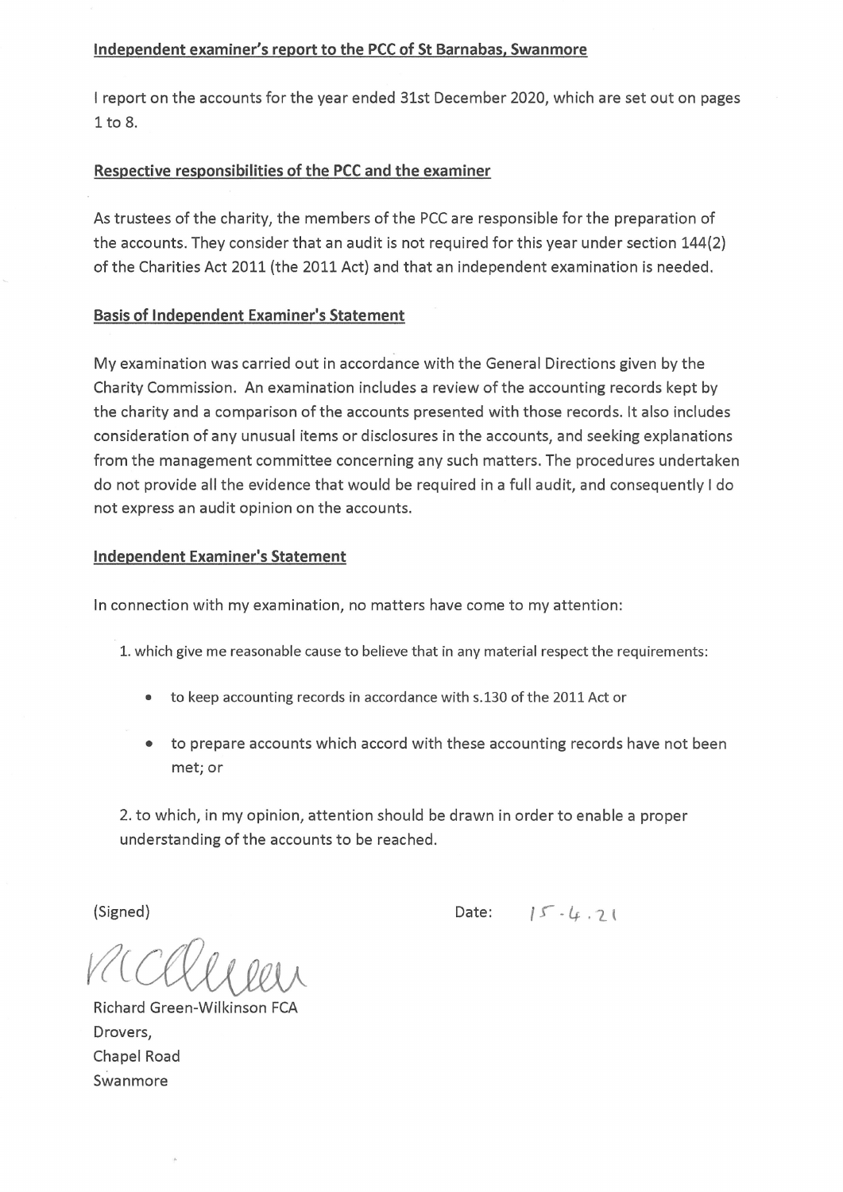## Independent examiner's report to the PCC of St Barnabas, Swanmore

I report on the accounts for the year ended 31st December 2020, which are set out on pages 1 to 8.

## Respective responsibilities of the PCC and the examiner

As trustees of the charity, the members of the PCC are responsible for the preparation of the accounts. They consider that an audit is not required for this year under section 144(2) of the Charities Act 2011 (the 2011 Act) and that an independent examination is needed.

## Basis of Independent Examiner's Statement

My examination was carried out in accordance with the General Directions given by the Charity Commission. An examination includes a review of the accounting records kept by the charity and a comparison of the accounts presented with those records. It also includes consideration of any unusual items or disclosures in the accounts, and seeking explanations from the management committee concerning any such matters. The procedures undertaken do not provide all the evidence that would be required in a full audit, and consequently I do not express an audit opinion on the accounts.

## Independent Examiner's Statement

In connection with my examination, no matters have come to my attention:

1. which give me reasonable cause to believe that in any material respect the requirements:
   - to keep accounting records in accordance with s.130 of the 2011 Act or
   - to prepare accounts which accord with these accounting records have not been met; or
2. to which, in my opinion, attention should be drawn in order to enable a proper understanding of the accounts to be reached.

(Signed)

Date: 15-4-21

Richard Green-Wilkinson FCA
Drovers,
Chapel Road
Swanmore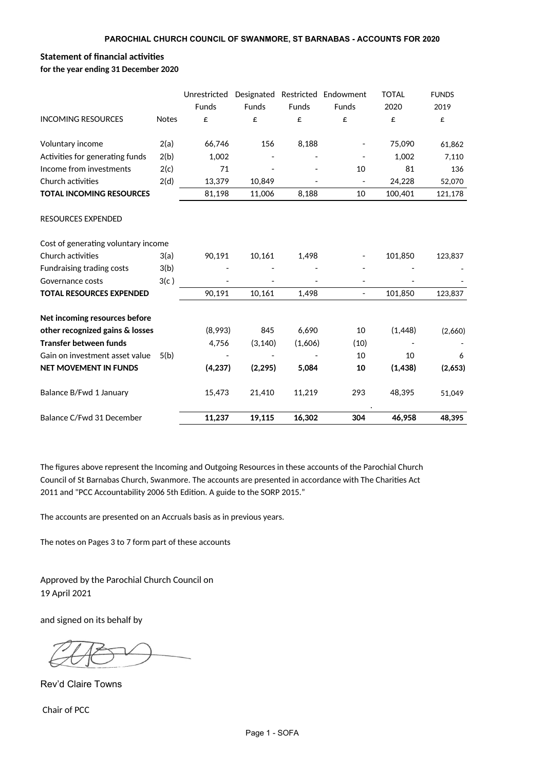**PAROCHIAL CHURCH COUNCIL OF SWANMORE, ST BARNABAS - ACCOUNTS FOR 2020**

## Statement of financial activities

**for the year ending 31 December 2020**

| INCOMING RESOURCES | Notes | Unrestricted Funds £ | Designated Funds £ | Restricted Funds £ | Endowment Funds £ | TOTAL 2020 £ | FUNDS 2019 £ |
|---|---|---|---|---|---|---|---|
| Voluntary income | 2(a) | 66,746 | 156 | 8,188 | - | 75,090 | 61,862 |
| Activities for generating funds | 2(b) | 1,002 | - | - | - | 1,002 | 7,110 |
| Income from investments | 2(c) | 71 | - | - | 10 | 81 | 136 |
| Church activities | 2(d) | 13,379 | 10,849 | - | - | 24,228 | 52,070 |
| **TOTAL INCOMING RESOURCES** | | 81,198 | 11,006 | 8,188 | 10 | 100,401 | 121,178 |
| RESOURCES EXPENDED | | | | | | | |
| Cost of generating voluntary income | | | | | | | |
| Church activities | 3(a) | 90,191 | 10,161 | 1,498 | - | 101,850 | 123,837 |
| Fundraising trading costs | 3(b) | - | - | - | - | - | - |
| Governance costs | 3(c ) | - | - | - | - | - | - |
| **TOTAL RESOURCES EXPENDED** | | 90,191 | 10,161 | 1,498 | - | 101,850 | 123,837 |
| **Net incoming resources before other recognized gains & losses** | | (8,993) | 845 | 6,690 | 10 | (1,448) | (2,660) |
| **Transfer between funds** | | 4,756 | (3,140) | (1,606) | (10) | - | - |
| Gain on investment asset value | 5(b) | - | - | - | 10 | 10 | 6 |
| **NET MOVEMENT IN FUNDS** | | **(4,237)** | **(2,295)** | **5,084** | **10** | **(1,438)** | **(2,653)** |
| Balance B/Fwd 1 January | | 15,473 | 21,410 | 11,219 | 293 | 48,395 | 51,049 |
| Balance C/Fwd 31 December | | **11,237** | **19,115** | **16,302** | **304** | **46,958** | **48,395** |

The figures above represent the Incoming and Outgoing Resources in these accounts of the Parochial Church Council of St Barnabas Church, Swanmore. The accounts are presented in accordance with The Charities Act 2011 and "PCC Accountability 2006 5th Edition. A guide to the SORP 2015."

The accounts are presented on an Accruals basis as in previous years.

The notes on Pages 3 to 7 form part of these accounts

Approved by the Parochial Church Council on 19 April 2021

and signed on its behalf by

Rev'd Claire Towns

Chair of PCC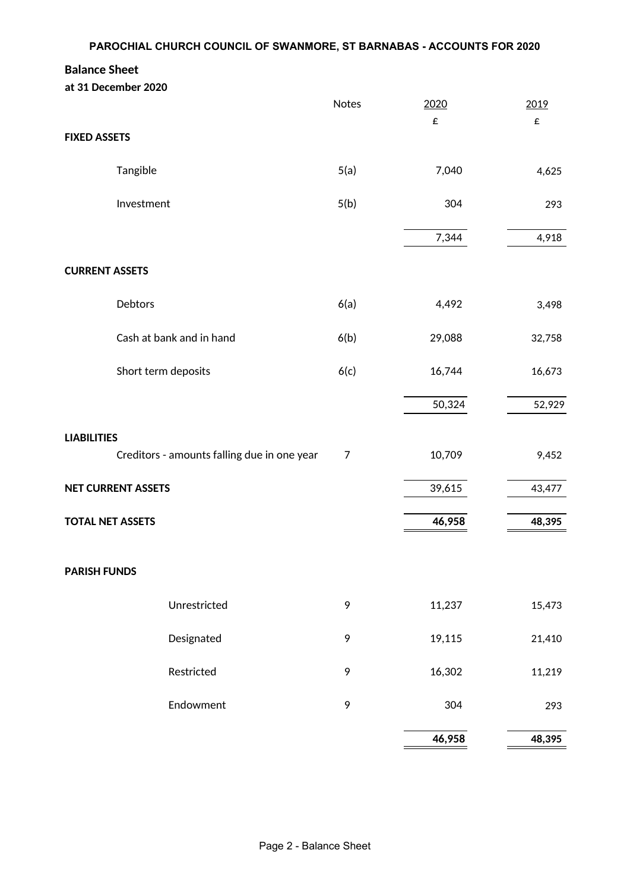PAROCHIAL CHURCH COUNCIL OF SWANMORE, ST BARNABAS - ACCOUNTS FOR 2020

## Balance Sheet

**at 31 December 2020**

| | Notes | 2020 | 2019 |
|---|---|---|---|
| | | £ | £ |
| **FIXED ASSETS** | | | |
| Tangible | 5(a) | 7,040 | 4,625 |
| Investment | 5(b) | 304 | 293 |
| | | 7,344 | 4,918 |
| **CURRENT ASSETS** | | | |
| Debtors | 6(a) | 4,492 | 3,498 |
| Cash at bank and in hand | 6(b) | 29,088 | 32,758 |
| Short term deposits | 6(c) | 16,744 | 16,673 |
| | | 50,324 | 52,929 |
| **LIABILITIES** | | | |
| Creditors - amounts falling due in one year | 7 | 10,709 | 9,452 |
| **NET CURRENT ASSETS** | | 39,615 | 43,477 |
| **TOTAL NET ASSETS** | | **46,958** | **48,395** |
| **PARISH FUNDS** | | | |
| Unrestricted | 9 | 11,237 | 15,473 |
| Designated | 9 | 19,115 | 21,410 |
| Restricted | 9 | 16,302 | 11,219 |
| Endowment | 9 | 304 | 293 |
| | | **46,958** | **48,395** |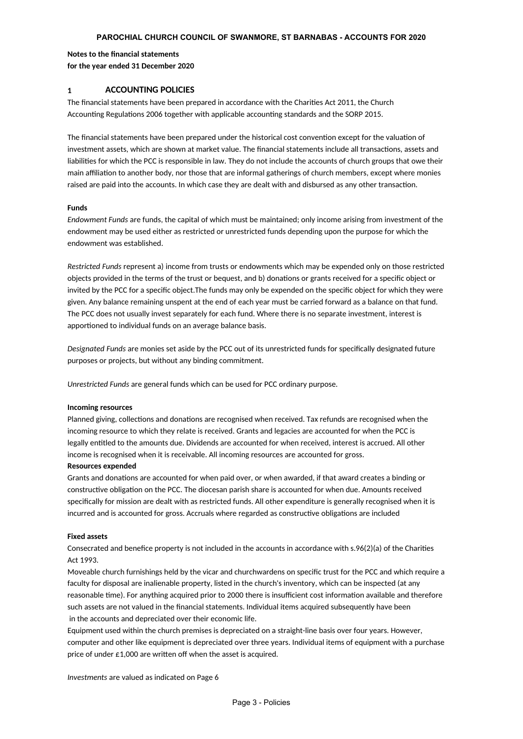**Notes to the financial statements**
**for the year ended 31 December 2020**

## 1 ACCOUNTING POLICIES

The financial statements have been prepared in accordance with the Charities Act 2011, the Church Accounting Regulations 2006 together with applicable accounting standards and the SORP 2015.

The financial statements have been prepared under the historical cost convention except for the valuation of investment assets, which are shown at market value. The financial statements include all transactions, assets and liabilities for which the PCC is responsible in law. They do not include the accounts of church groups that owe their main affiliation to another body, nor those that are informal gatherings of church members, except where monies raised are paid into the accounts. In which case they are dealt with and disbursed as any other transaction.

**Funds**

*Endowment Funds* are funds, the capital of which must be maintained; only income arising from investment of the endowment may be used either as restricted or unrestricted funds depending upon the purpose for which the endowment was established.

*Restricted Funds* represent a) income from trusts or endowments which may be expended only on those restricted objects provided in the terms of the trust or bequest, and b) donations or grants received for a specific object or invited by the PCC for a specific object.The funds may only be expended on the specific object for which they were given. Any balance remaining unspent at the end of each year must be carried forward as a balance on that fund. The PCC does not usually invest separately for each fund. Where there is no separate investment, interest is apportioned to individual funds on an average balance basis.

*Designated Funds* are monies set aside by the PCC out of its unrestricted funds for specifically designated future purposes or projects, but without any binding commitment.

*Unrestricted Funds* are general funds which can be used for PCC ordinary purpose.

**Incoming resources**

Planned giving, collections and donations are recognised when received. Tax refunds are recognised when the incoming resource to which they relate is received. Grants and legacies are accounted for when the PCC is legally entitled to the amounts due. Dividends are accounted for when received, interest is accrued. All other income is recognised when it is receivable. All incoming resources are accounted for gross.

**Resources expended**

Grants and donations are accounted for when paid over, or when awarded, if that award creates a binding or constructive obligation on the PCC. The diocesan parish share is accounted for when due. Amounts received specifically for mission are dealt with as restricted funds. All other expenditure is generally recognised when it is incurred and is accounted for gross. Accruals where regarded as constructive obligations are included

**Fixed assets**

Consecrated and benefice property is not included in the accounts in accordance with s.96(2)(a) of the Charities Act 1993.

Moveable church furnishings held by the vicar and churchwardens on specific trust for the PCC and which require a faculty for disposal are inalienable property, listed in the church's inventory, which can be inspected (at any reasonable time). For anything acquired prior to 2000 there is insufficient cost information available and therefore such assets are not valued in the financial statements. Individual items acquired subsequently have been in the accounts and depreciated over their economic life.

Equipment used within the church premises is depreciated on a straight-line basis over four years. However, computer and other like equipment is depreciated over three years. Individual items of equipment with a purchase price of under £1,000 are written off when the asset is acquired.

*Investments* are valued as indicated on Page 6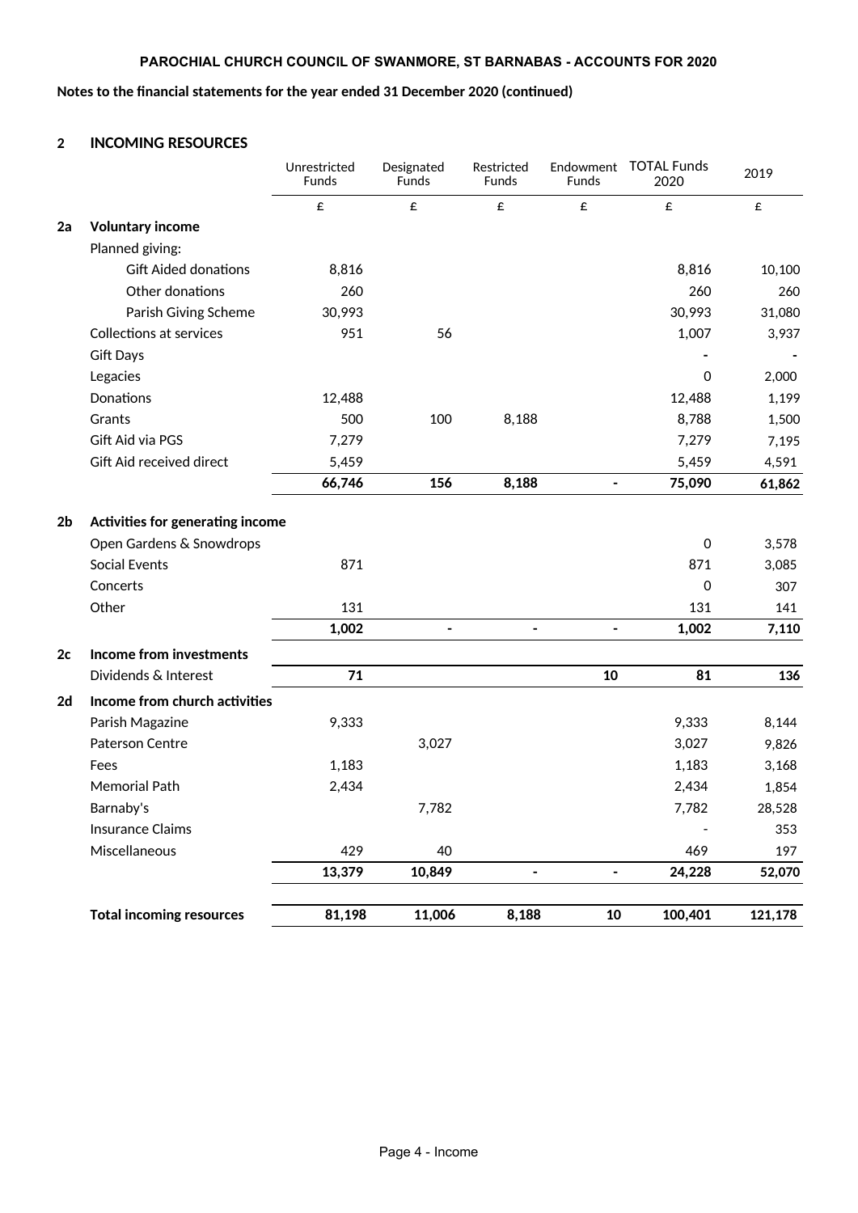**PAROCHIAL CHURCH COUNCIL OF SWANMORE, ST BARNABAS - ACCOUNTS FOR 2020**

**Notes to the financial statements for the year ended 31 December 2020 (continued)**

## 2 INCOMING RESOURCES

| | | Unrestricted Funds | Designated Funds | Restricted Funds | Endowment Funds | TOTAL Funds 2020 | 2019 |
|---|---|---|---|---|---|---|---|
| | | £ | £ | £ | £ | £ | £ |
| **2a** | **Voluntary income** | | | | | | |
| | Planned giving: | | | | | | |
| | Gift Aided donations | 8,816 | | | | 8,816 | 10,100 |
| | Other donations | 260 | | | | 260 | 260 |
| | Parish Giving Scheme | 30,993 | | | | 30,993 | 31,080 |
| | Collections at services | 951 | 56 | | | 1,007 | 3,937 |
| | Gift Days | | | | | - | - |
| | Legacies | | | | | 0 | 2,000 |
| | Donations | 12,488 | | | | 12,488 | 1,199 |
| | Grants | 500 | 100 | 8,188 | | 8,788 | 1,500 |
| | Gift Aid via PGS | 7,279 | | | | 7,279 | 7,195 |
| | Gift Aid received direct | 5,459 | | | | 5,459 | 4,591 |
| | | **66,746** | **156** | **8,188** | **-** | **75,090** | **61,862** |
| **2b** | **Activities for generating income** | | | | | | |
| | Open Gardens & Snowdrops | | | | | 0 | 3,578 |
| | Social Events | 871 | | | | 871 | 3,085 |
| | Concerts | | | | | 0 | 307 |
| | Other | 131 | | | | 131 | 141 |
| | | **1,002** | **-** | **-** | **-** | **1,002** | **7,110** |
| **2c** | **Income from investments** | | | | | | |
| | Dividends & Interest | **71** | | | **10** | **81** | **136** |
| **2d** | **Income from church activities** | | | | | | |
| | Parish Magazine | 9,333 | | | | 9,333 | 8,144 |
| | Paterson Centre | | 3,027 | | | 3,027 | 9,826 |
| | Fees | 1,183 | | | | 1,183 | 3,168 |
| | Memorial Path | 2,434 | | | | 2,434 | 1,854 |
| | Barnaby's | | 7,782 | | | 7,782 | 28,528 |
| | Insurance Claims | | | | | - | 353 |
| | Miscellaneous | 429 | 40 | | | 469 | 197 |
| | | **13,379** | **10,849** | **-** | **-** | **24,228** | **52,070** |
| | **Total incoming resources** | **81,198** | **11,006** | **8,188** | **10** | **100,401** | **121,178** |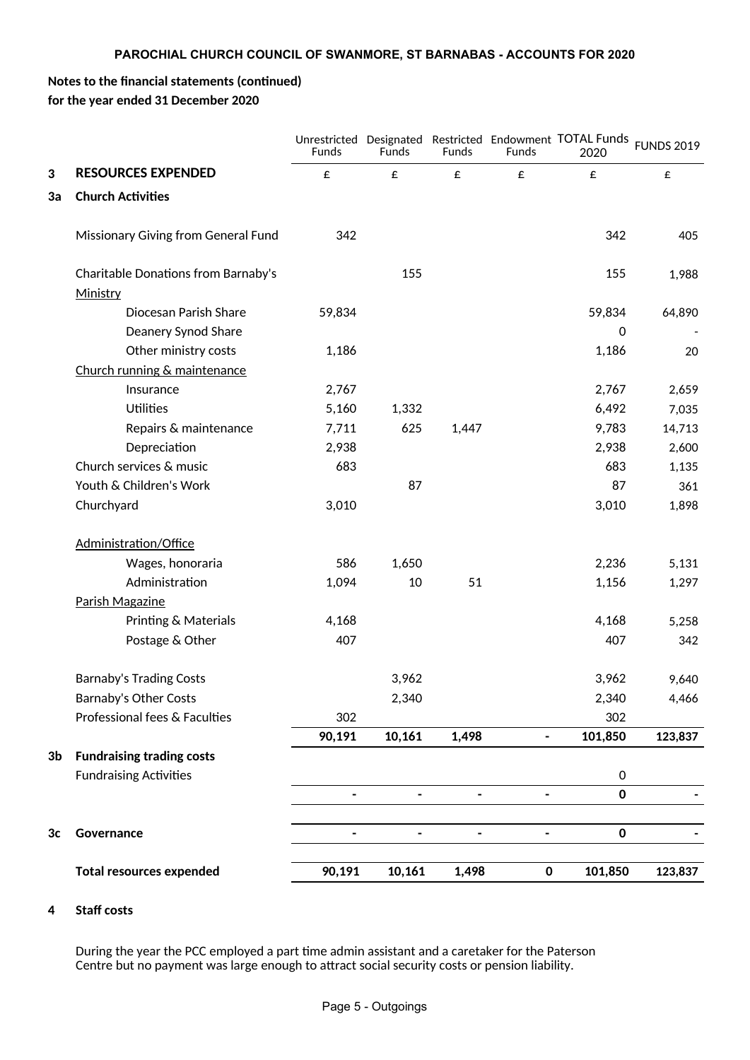**PAROCHIAL CHURCH COUNCIL OF SWANMORE, ST BARNABAS - ACCOUNTS FOR 2020**

**Notes to the financial statements (continued)**
**for the year ended 31 December 2020**

| | | Unrestricted Funds | Designated Funds | Restricted Funds | Endowment Funds | TOTAL Funds 2020 | FUNDS 2019 |
|---|---|---|---|---|---|---|---|
| **3** | **RESOURCES EXPENDED** | £ | £ | £ | £ | £ | £ |
| **3a** | **Church Activities** | | | | | | |
| | Missionary Giving from General Fund | 342 | | | | 342 | 405 |
| | Charitable Donations from Barnaby's | | 155 | | | 155 | 1,988 |
| | Ministry | | | | | | |
| | Diocesan Parish Share | 59,834 | | | | 59,834 | 64,890 |
| | Deanery Synod Share | | | | | 0 | - |
| | Other ministry costs | 1,186 | | | | 1,186 | 20 |
| | Church running & maintenance | | | | | | |
| | Insurance | 2,767 | | | | 2,767 | 2,659 |
| | Utilities | 5,160 | 1,332 | | | 6,492 | 7,035 |
| | Repairs & maintenance | 7,711 | 625 | 1,447 | | 9,783 | 14,713 |
| | Depreciation | 2,938 | | | | 2,938 | 2,600 |
| | Church services & music | 683 | | | | 683 | 1,135 |
| | Youth & Children's Work | | 87 | | | 87 | 361 |
| | Churchyard | 3,010 | | | | 3,010 | 1,898 |
| | Administration/Office | | | | | | |
| | Wages, honoraria | 586 | 1,650 | | | 2,236 | 5,131 |
| | Administration | 1,094 | 10 | 51 | | 1,156 | 1,297 |
| | Parish Magazine | | | | | | |
| | Printing & Materials | 4,168 | | | | 4,168 | 5,258 |
| | Postage & Other | 407 | | | | 407 | 342 |
| | Barnaby's Trading Costs | | 3,962 | | | 3,962 | 9,640 |
| | Barnaby's Other Costs | | 2,340 | | | 2,340 | 4,466 |
| | Professional fees & Faculties | 302 | | | | 302 | |
| | | **90,191** | **10,161** | **1,498** | **-** | **101,850** | **123,837** |
| **3b** | **Fundraising trading costs** | | | | | | |
| | Fundraising Activities | | | | | 0 | |
| | | **-** | **-** | **-** | **-** | **0** | **-** |
| **3c** | **Governance** | **-** | **-** | **-** | **-** | **0** | **-** |
| | **Total resources expended** | **90,191** | **10,161** | **1,498** | **0** | **101,850** | **123,837** |

**4 Staff costs**

During the year the PCC employed a part time admin assistant and a caretaker for the Paterson Centre but no payment was large enough to attract social security costs or pension liability.

Page 5 - Outgoings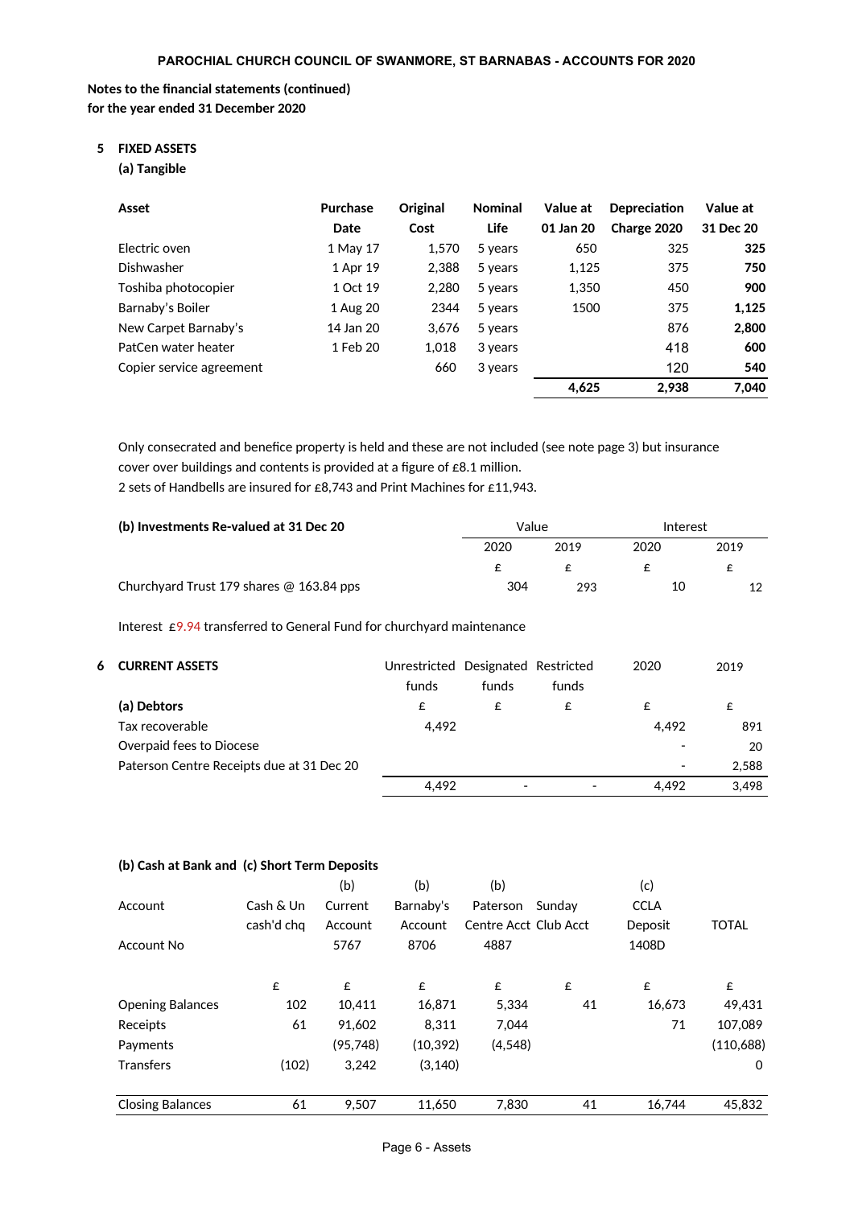**PAROCHIAL CHURCH COUNCIL OF SWANMORE, ST BARNABAS - ACCOUNTS FOR 2020**

**Notes to the financial statements (continued)**
**for the year ended 31 December 2020**

## 5 FIXED ASSETS

### (a) Tangible

| Asset | Purchase Date | Original Cost | Nominal Life | Value at 01 Jan 20 | Depreciation Charge 2020 | Value at 31 Dec 20 |
|---|---|---|---|---|---|---|
| Electric oven | 1 May 17 | 1,570 | 5 years | 650 | 325 | **325** |
| Dishwasher | 1 Apr 19 | 2,388 | 5 years | 1,125 | 375 | **750** |
| Toshiba photocopier | 1 Oct 19 | 2,280 | 5 years | 1,350 | 450 | **900** |
| Barnaby's Boiler | 1 Aug 20 | 2344 | 5 years | 1500 | 375 | **1,125** |
| New Carpet Barnaby's | 14 Jan 20 | 3,676 | 5 years | | 876 | **2,800** |
| PatCen water heater | 1 Feb 20 | 1,018 | 3 years | | 418 | **600** |
| Copier service agreement | | 660 | 3 years | | 120 | **540** |
| | | | | **4,625** | **2,938** | **7,040** |

Only consecrated and benefice property is held and these are not included (see note page 3) but insurance cover over buildings and contents is provided at a figure of £8.1 million.
2 sets of Handbells are insured for £8,743 and Print Machines for £11,943.

| (b) Investments Re-valued at 31 Dec 20 | Value | | Interest | |
|---|---|---|---|---|
| | 2020 | 2019 | 2020 | 2019 |
| | £ | £ | £ | £ |
| Churchyard Trust 179 shares @ 163.84 pps | 304 | 293 | 10 | 12 |

Interest £9.94 transferred to General Fund for churchyard maintenance

## 6 CURRENT ASSETS

| (a) Debtors | Unrestricted funds | Designated funds | Restricted funds | 2020 | 2019 |
|---|---|---|---|---|---|
| | £ | £ | £ | £ | £ |
| Tax recoverable | 4,492 | | | 4,492 | 891 |
| Overpaid fees to Diocese | | | | - | 20 |
| Paterson Centre Receipts due at 31 Dec 20 | | | | - | 2,588 |
| | 4,492 | - | - | 4,492 | 3,498 |

**(b) Cash at Bank and (c) Short Term Deposits**

| Account | Cash & Un cash'd chq | (b) Current Account | (b) Barnaby's Account | (b) Paterson Centre Acct | Sunday Club Acct | (c) CCLA Deposit | TOTAL |
|---|---|---|---|---|---|---|---|
| Account No | | 5767 | 8706 | 4887 | | 1408D | |
| | £ | £ | £ | £ | £ | £ | £ |
| Opening Balances | 102 | 10,411 | 16,871 | 5,334 | 41 | 16,673 | 49,431 |
| Receipts | 61 | 91,602 | 8,311 | 7,044 | | 71 | 107,089 |
| Payments | | (95,748) | (10,392) | (4,548) | | | (110,688) |
| Transfers | (102) | 3,242 | (3,140) | | | | 0 |
| Closing Balances | 61 | 9,507 | 11,650 | 7,830 | 41 | 16,744 | 45,832 |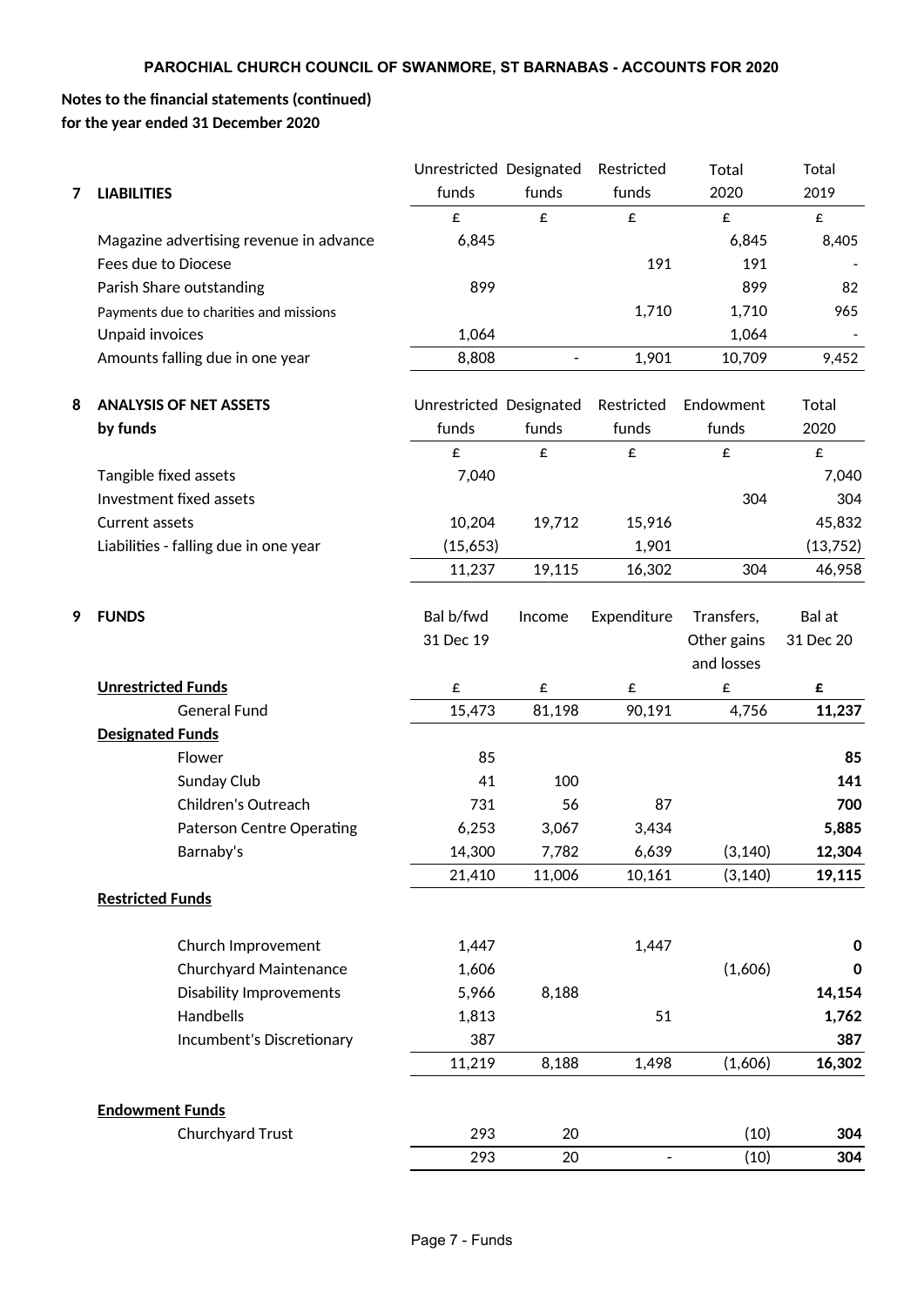**PAROCHIAL CHURCH COUNCIL OF SWANMORE, ST BARNABAS - ACCOUNTS FOR 2020**

**Notes to the financial statements (continued)**
**for the year ended 31 December 2020**

| 7 LIABILITIES | Unrestricted funds | Designated funds | Restricted funds | Total 2020 | Total 2019 |
|---|---|---|---|---|---|
| | £ | £ | £ | £ | £ |
| Magazine advertising revenue in advance | 6,845 | | | 6,845 | 8,405 |
| Fees due to Diocese | | | 191 | 191 | - |
| Parish Share outstanding | 899 | | | 899 | 82 |
| Payments due to charities and missions | | | 1,710 | 1,710 | 965 |
| Unpaid invoices | 1,064 | | | 1,064 | - |
| Amounts falling due in one year | 8,808 | - | 1,901 | 10,709 | 9,452 |

| 8 ANALYSIS OF NET ASSETS by funds | Unrestricted funds | Designated funds | Restricted funds | Endowment funds | Total 2020 |
|---|---|---|---|---|---|
| | £ | £ | £ | £ | £ |
| Tangible fixed assets | 7,040 | | | | 7,040 |
| Investment fixed assets | | | | 304 | 304 |
| Current assets | 10,204 | 19,712 | 15,916 | | 45,832 |
| Liabilities - falling due in one year | (15,653) | | 1,901 | | (13,752) |
| | 11,237 | 19,115 | 16,302 | 304 | 46,958 |

| 9 FUNDS | Bal b/fwd 31 Dec 19 | Income | Expenditure | Transfers, Other gains and losses | Bal at 31 Dec 20 |
|---|---|---|---|---|---|
| **Unrestricted Funds** | £ | £ | £ | £ | **£** |
| General Fund | 15,473 | 81,198 | 90,191 | 4,756 | **11,237** |
| **Designated Funds** | | | | | |
| Flower | 85 | | | | **85** |
| Sunday Club | 41 | 100 | | | **141** |
| Children's Outreach | 731 | 56 | 87 | | **700** |
| Paterson Centre Operating | 6,253 | 3,067 | 3,434 | | **5,885** |
| Barnaby's | 14,300 | 7,782 | 6,639 | (3,140) | **12,304** |
| | 21,410 | 11,006 | 10,161 | (3,140) | **19,115** |
| **Restricted Funds** | | | | | |
| Church Improvement | 1,447 | | 1,447 | | **0** |
| Churchyard Maintenance | 1,606 | | | (1,606) | **0** |
| Disability Improvements | 5,966 | 8,188 | | | **14,154** |
| Handbells | 1,813 | | 51 | | **1,762** |
| Incumbent's Discretionary | 387 | | | | **387** |
| | 11,219 | 8,188 | 1,498 | (1,606) | **16,302** |
| **Endowment Funds** | | | | | |
| Churchyard Trust | 293 | 20 | | (10) | **304** |
| | 293 | 20 | - | (10) | **304** |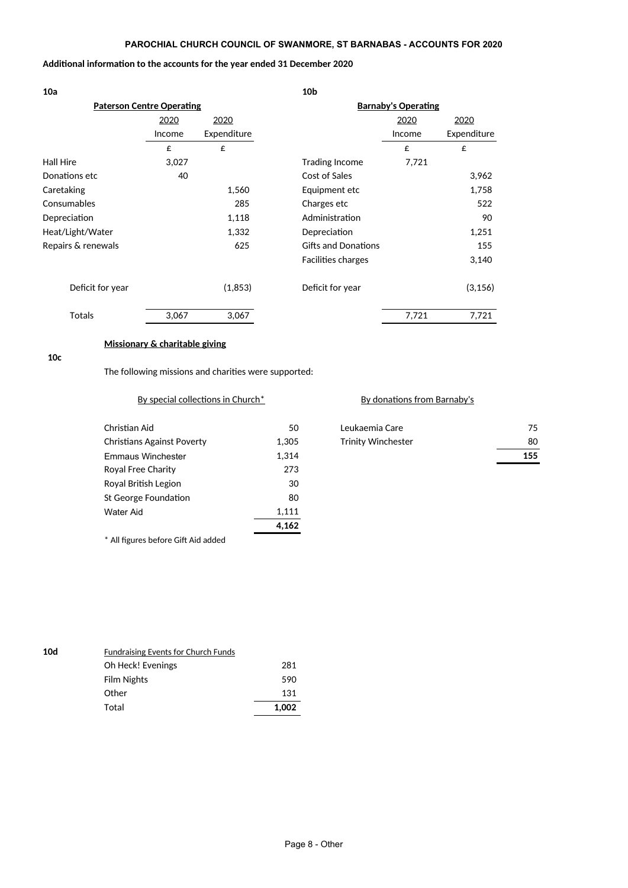**PAROCHIAL CHURCH COUNCIL OF SWANMORE, ST BARNABAS - ACCOUNTS FOR 2020**

**Additional information to the accounts for the year ended 31 December 2020**

**10a**

**Paterson Centre Operating**

| | 2020 Income | 2020 Expenditure |
|---|---|---|
| | £ | £ |
| Hall Hire | 3,027 | |
| Donations etc | 40 | |
| Caretaking | | 1,560 |
| Consumables | | 285 |
| Depreciation | | 1,118 |
| Heat/Light/Water | | 1,332 |
| Repairs & renewals | | 625 |
| Deficit for year | | (1,853) |
| Totals | 3,067 | 3,067 |

**10b**

**Barnaby's Operating**

| | 2020 Income | 2020 Expenditure |
|---|---|---|
| | £ | £ |
| Trading Income | 7,721 | |
| Cost of Sales | | 3,962 |
| Equipment etc | | 1,758 |
| Charges etc | | 522 |
| Administration | | 90 |
| Depreciation | | 1,251 |
| Gifts and Donations | | 155 |
| Facilities charges | | 3,140 |
| Deficit for year | | (3,156) |
| | 7,721 | 7,721 |

**10c**

**Missionary & charitable giving**

The following missions and charities were supported:

By special collections in Church*

| | |
|---|---|
| Christian Aid | 50 |
| Christians Against Poverty | 1,305 |
| Emmaus Winchester | 1,314 |
| Royal Free Charity | 273 |
| Royal British Legion | 30 |
| St George Foundation | 80 |
| Water Aid | 1,111 |
| | **4,162** |

* All figures before Gift Aid added

By donations from Barnaby's

| | |
|---|---|
| Leukaemia Care | 75 |
| Trinity Winchester | 80 |
| | **155** |

**10d**

Fundraising Events for Church Funds

| | |
|---|---|
| Oh Heck! Evenings | 281 |
| Film Nights | 590 |
| Other | 131 |
| Total | **1,002** |